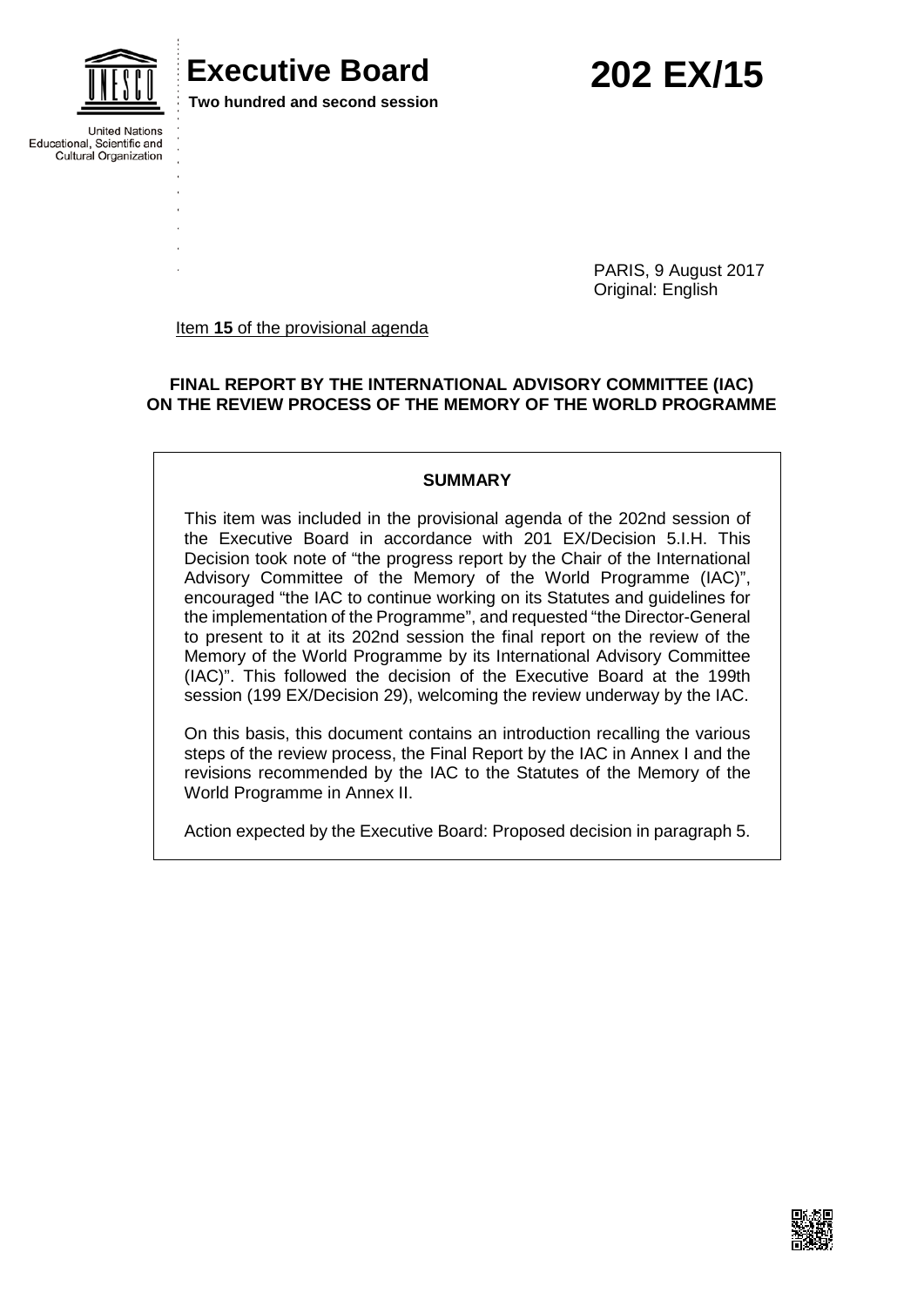United Nations Educational, Scientific and Cultural Organization

# Executive Board

**Two hundred and second session**

# 202 EX/15

PARIS, 9 August 2017
Original: English

Item **15** of the provisional agenda

**FINAL REPORT BY THE INTERNATIONAL ADVISORY COMMITTEE (IAC) ON THE REVIEW PROCESS OF THE MEMORY OF THE WORLD PROGRAMME**

**SUMMARY**

This item was included in the provisional agenda of the 202nd session of the Executive Board in accordance with 201 EX/Decision 5.I.H. This Decision took note of "the progress report by the Chair of the International Advisory Committee of the Memory of the World Programme (IAC)", encouraged "the IAC to continue working on its Statutes and guidelines for the implementation of the Programme", and requested "the Director-General to present to it at its 202nd session the final report on the review of the Memory of the World Programme by its International Advisory Committee (IAC)". This followed the decision of the Executive Board at the 199th session (199 EX/Decision 29), welcoming the review underway by the IAC.

On this basis, this document contains an introduction recalling the various steps of the review process, the Final Report by the IAC in Annex I and the revisions recommended by the IAC to the Statutes of the Memory of the World Programme in Annex II.

Action expected by the Executive Board: Proposed decision in paragraph 5.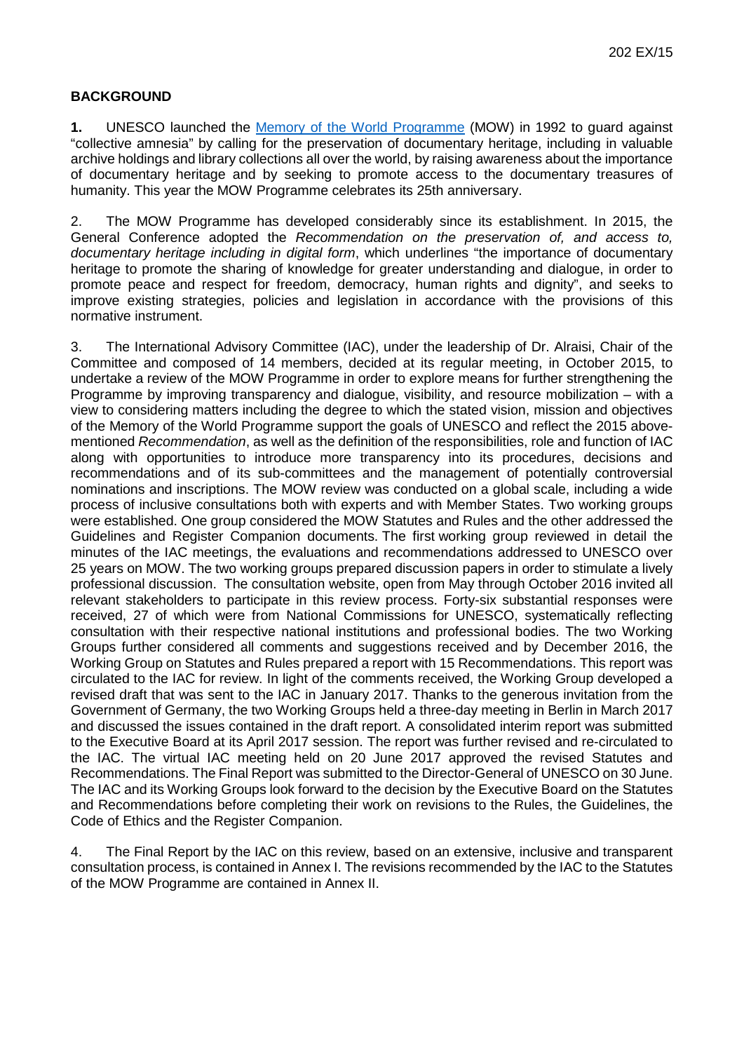## BACKGROUND

**1.** UNESCO launched the Memory of the World Programme (MOW) in 1992 to guard against "collective amnesia" by calling for the preservation of documentary heritage, including in valuable archive holdings and library collections all over the world, by raising awareness about the importance of documentary heritage and by seeking to promote access to the documentary treasures of humanity. This year the MOW Programme celebrates its 25th anniversary.

2. The MOW Programme has developed considerably since its establishment. In 2015, the General Conference adopted the *Recommendation on the preservation of, and access to, documentary heritage including in digital form*, which underlines "the importance of documentary heritage to promote the sharing of knowledge for greater understanding and dialogue, in order to promote peace and respect for freedom, democracy, human rights and dignity", and seeks to improve existing strategies, policies and legislation in accordance with the provisions of this normative instrument.

3. The International Advisory Committee (IAC), under the leadership of Dr. Alraisi, Chair of the Committee and composed of 14 members, decided at its regular meeting, in October 2015, to undertake a review of the MOW Programme in order to explore means for further strengthening the Programme by improving transparency and dialogue, visibility, and resource mobilization – with a view to considering matters including the degree to which the stated vision, mission and objectives of the Memory of the World Programme support the goals of UNESCO and reflect the 2015 above-mentioned *Recommendation*, as well as the definition of the responsibilities, role and function of IAC along with opportunities to introduce more transparency into its procedures, decisions and recommendations and of its sub-committees and the management of potentially controversial nominations and inscriptions. The MOW review was conducted on a global scale, including a wide process of inclusive consultations both with experts and with Member States. Two working groups were established. One group considered the MOW Statutes and Rules and the other addressed the Guidelines and Register Companion documents. The first working group reviewed in detail the minutes of the IAC meetings, the evaluations and recommendations addressed to UNESCO over 25 years on MOW. The two working groups prepared discussion papers in order to stimulate a lively professional discussion. The consultation website, open from May through October 2016 invited all relevant stakeholders to participate in this review process. Forty-six substantial responses were received, 27 of which were from National Commissions for UNESCO, systematically reflecting consultation with their respective national institutions and professional bodies. The two Working Groups further considered all comments and suggestions received and by December 2016, the Working Group on Statutes and Rules prepared a report with 15 Recommendations. This report was circulated to the IAC for review. In light of the comments received, the Working Group developed a revised draft that was sent to the IAC in January 2017. Thanks to the generous invitation from the Government of Germany, the two Working Groups held a three-day meeting in Berlin in March 2017 and discussed the issues contained in the draft report. A consolidated interim report was submitted to the Executive Board at its April 2017 session. The report was further revised and re-circulated to the IAC. The virtual IAC meeting held on 20 June 2017 approved the revised Statutes and Recommendations. The Final Report was submitted to the Director-General of UNESCO on 30 June. The IAC and its Working Groups look forward to the decision by the Executive Board on the Statutes and Recommendations before completing their work on revisions to the Rules, the Guidelines, the Code of Ethics and the Register Companion.

4. The Final Report by the IAC on this review, based on an extensive, inclusive and transparent consultation process, is contained in Annex I. The revisions recommended by the IAC to the Statutes of the MOW Programme are contained in Annex II.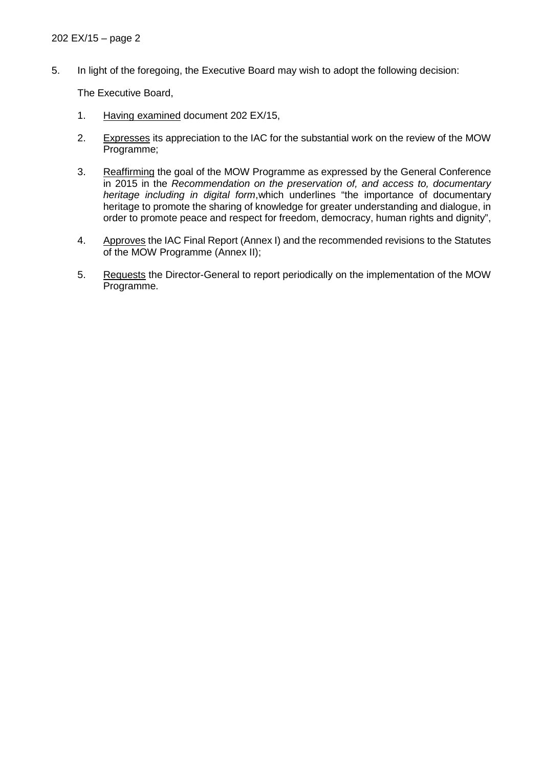5. In light of the foregoing, the Executive Board may wish to adopt the following decision:

The Executive Board,

1. Having examined document 202 EX/15,

2. Expresses its appreciation to the IAC for the substantial work on the review of the MOW Programme;

3. Reaffirming the goal of the MOW Programme as expressed by the General Conference in 2015 in the *Recommendation on the preservation of, and access to, documentary heritage including in digital form*,which underlines "the importance of documentary heritage to promote the sharing of knowledge for greater understanding and dialogue, in order to promote peace and respect for freedom, democracy, human rights and dignity",

4. Approves the IAC Final Report (Annex I) and the recommended revisions to the Statutes of the MOW Programme (Annex II);

5. Requests the Director-General to report periodically on the implementation of the MOW Programme.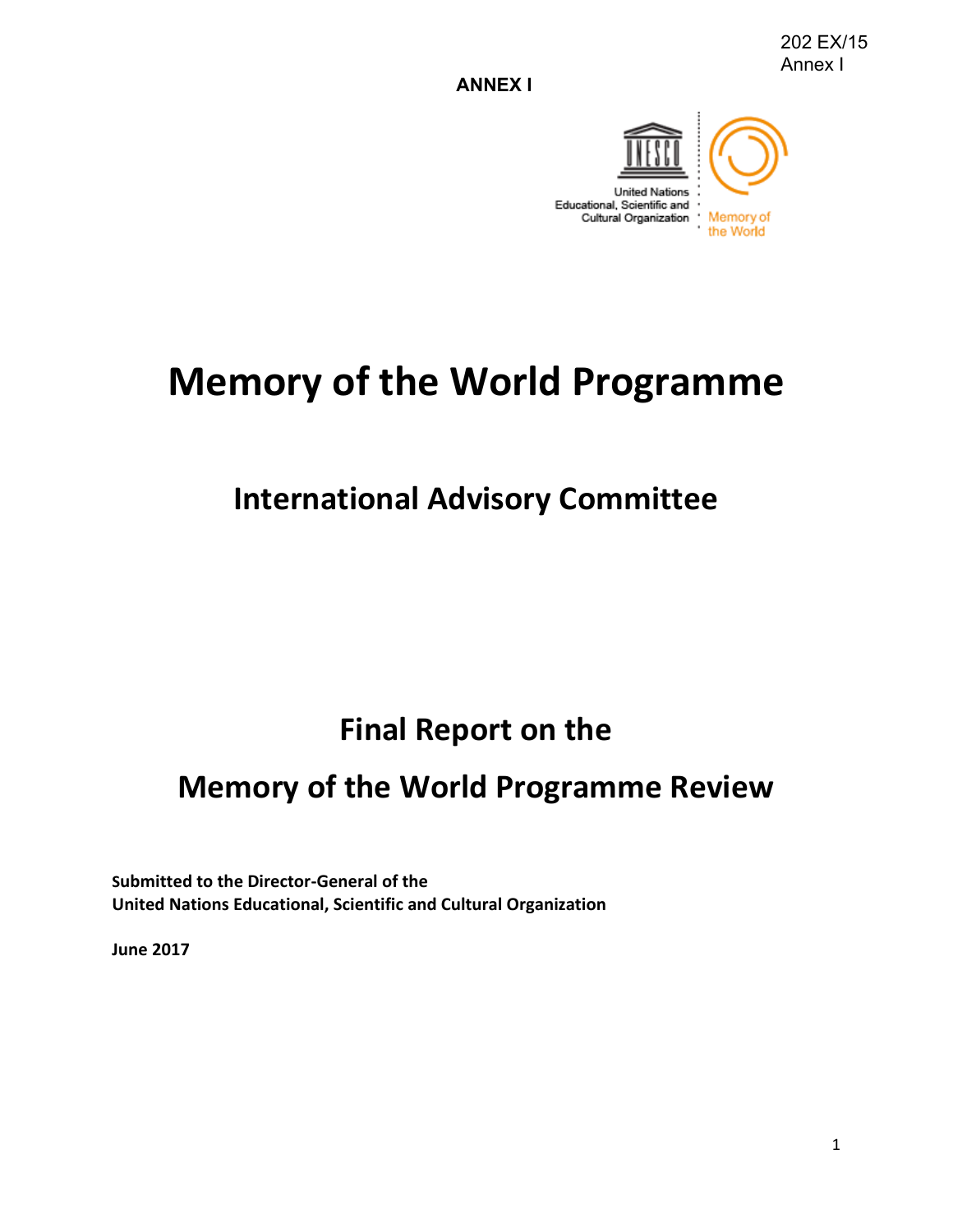**ANNEX I**

# Memory of the World Programme

## International Advisory Committee

## Final Report on the

## Memory of the World Programme Review

**Submitted to the Director-General of the**
**United Nations Educational, Scientific and Cultural Organization**

**June 2017**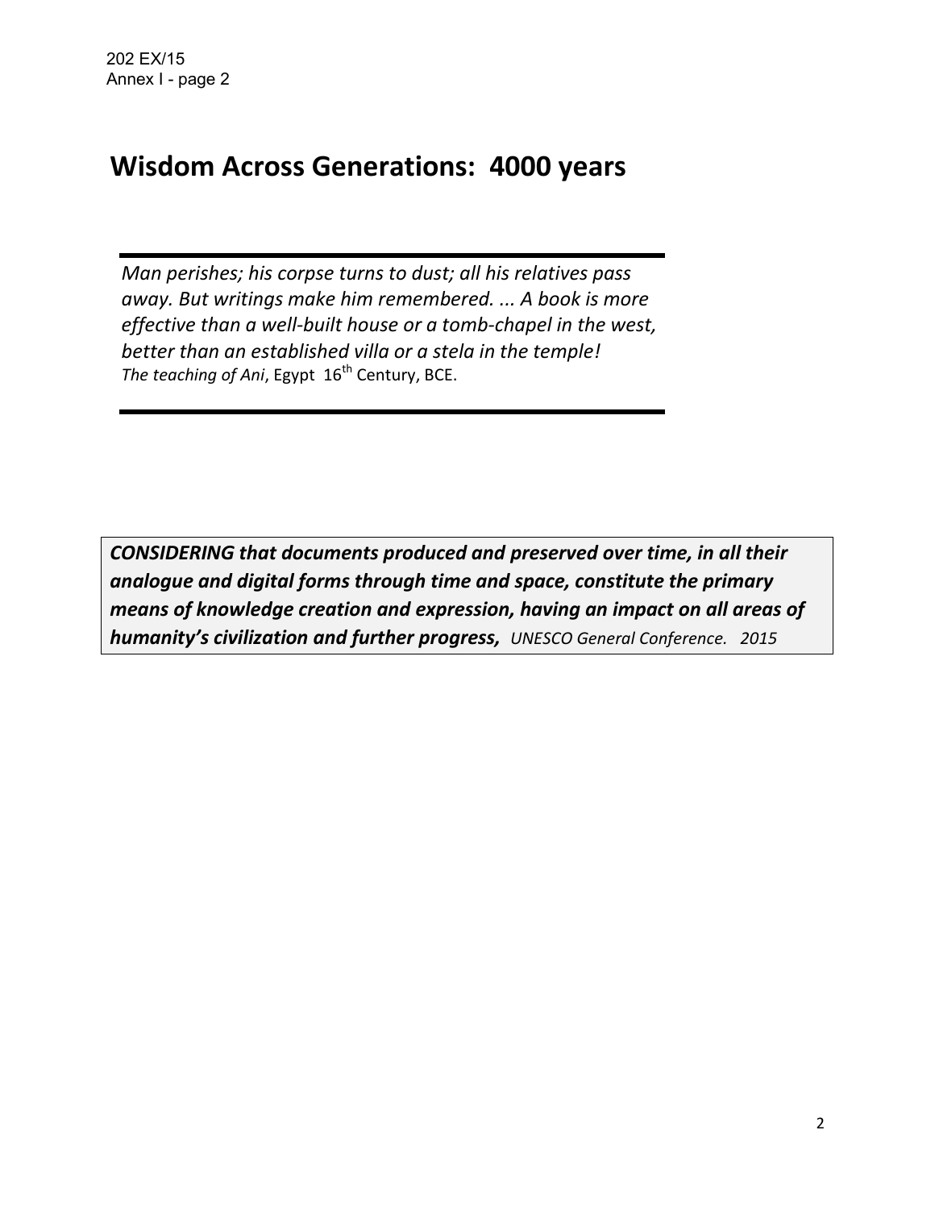# Wisdom Across Generations: 4000 years

*Man perishes; his corpse turns to dust; all his relatives pass away. But writings make him remembered. ... A book is more effective than a well-built house or a tomb-chapel in the west, better than an established villa or a stela in the temple!*
*The teaching of Ani*, Egypt 16th Century, BCE.

***CONSIDERING that documents produced and preserved over time, in all their analogue and digital forms through time and space, constitute the primary means of knowledge creation and expression, having an impact on all areas of humanity's civilization and further progress,*** *UNESCO General Conference. 2015*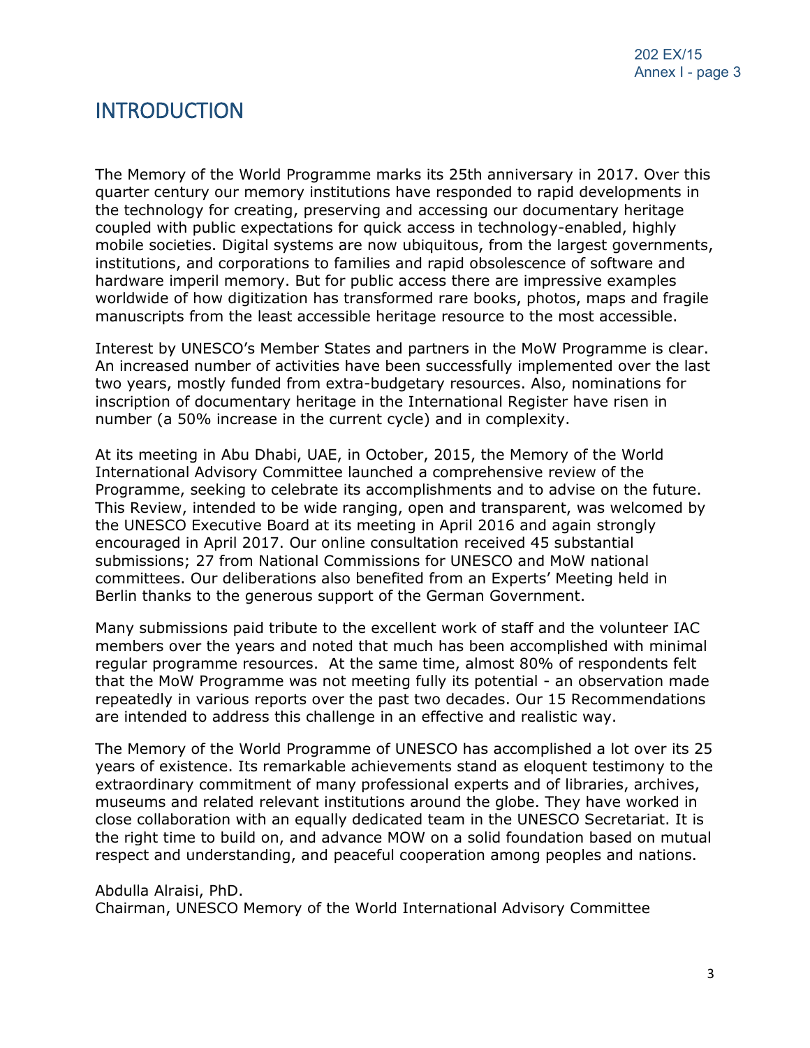# INTRODUCTION

The Memory of the World Programme marks its 25th anniversary in 2017. Over this quarter century our memory institutions have responded to rapid developments in the technology for creating, preserving and accessing our documentary heritage coupled with public expectations for quick access in technology-enabled, highly mobile societies. Digital systems are now ubiquitous, from the largest governments, institutions, and corporations to families and rapid obsolescence of software and hardware imperil memory. But for public access there are impressive examples worldwide of how digitization has transformed rare books, photos, maps and fragile manuscripts from the least accessible heritage resource to the most accessible.

Interest by UNESCO's Member States and partners in the MoW Programme is clear. An increased number of activities have been successfully implemented over the last two years, mostly funded from extra-budgetary resources. Also, nominations for inscription of documentary heritage in the International Register have risen in number (a 50% increase in the current cycle) and in complexity.

At its meeting in Abu Dhabi, UAE, in October, 2015, the Memory of the World International Advisory Committee launched a comprehensive review of the Programme, seeking to celebrate its accomplishments and to advise on the future. This Review, intended to be wide ranging, open and transparent, was welcomed by the UNESCO Executive Board at its meeting in April 2016 and again strongly encouraged in April 2017. Our online consultation received 45 substantial submissions; 27 from National Commissions for UNESCO and MoW national committees. Our deliberations also benefited from an Experts' Meeting held in Berlin thanks to the generous support of the German Government.

Many submissions paid tribute to the excellent work of staff and the volunteer IAC members over the years and noted that much has been accomplished with minimal regular programme resources. At the same time, almost 80% of respondents felt that the MoW Programme was not meeting fully its potential - an observation made repeatedly in various reports over the past two decades. Our 15 Recommendations are intended to address this challenge in an effective and realistic way.

The Memory of the World Programme of UNESCO has accomplished a lot over its 25 years of existence. Its remarkable achievements stand as eloquent testimony to the extraordinary commitment of many professional experts and of libraries, archives, museums and related relevant institutions around the globe. They have worked in close collaboration with an equally dedicated team in the UNESCO Secretariat. It is the right time to build on, and advance MOW on a solid foundation based on mutual respect and understanding, and peaceful cooperation among peoples and nations.

Abdulla Alraisi, PhD.
Chairman, UNESCO Memory of the World International Advisory Committee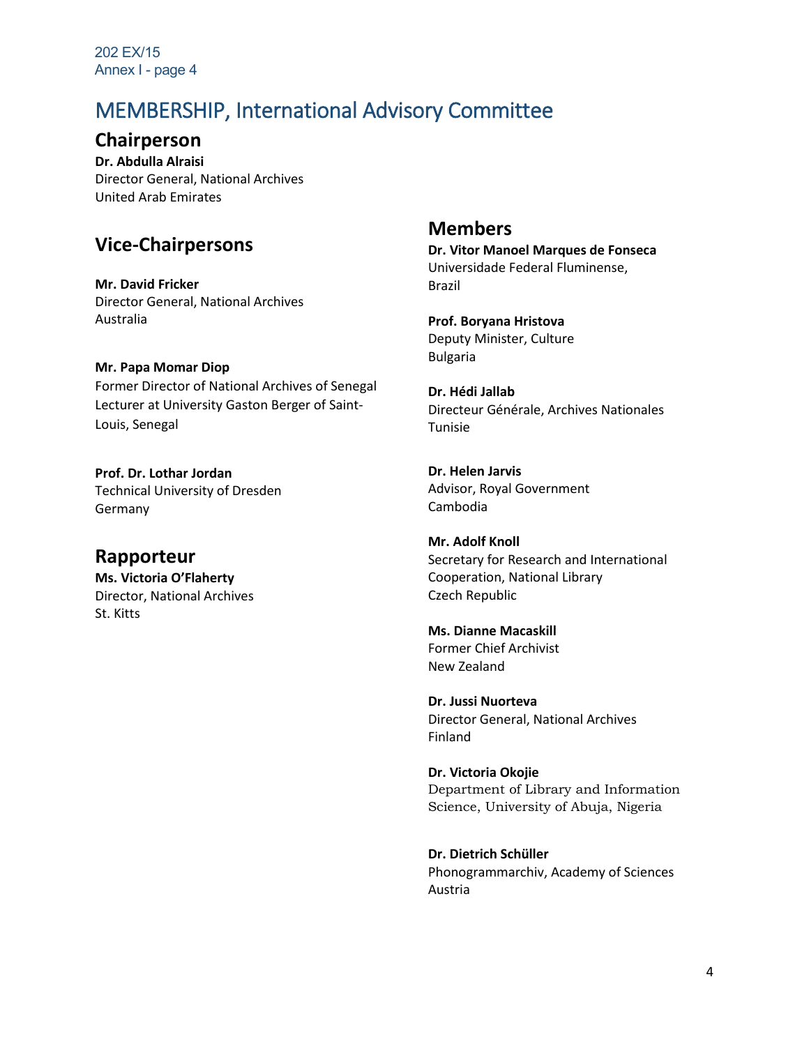# MEMBERSHIP, International Advisory Committee

## Chairperson

**Dr. Abdulla Alraisi**
Director General, National Archives
United Arab Emirates

## Vice-Chairpersons

**Mr. David Fricker**
Director General, National Archives
Australia

**Mr. Papa Momar Diop**
Former Director of National Archives of Senegal
Lecturer at University Gaston Berger of Saint-Louis, Senegal

**Prof. Dr. Lothar Jordan**
Technical University of Dresden
Germany

## Rapporteur

**Ms. Victoria O'Flaherty**
Director, National Archives
St. Kitts

## Members

**Dr. Vitor Manoel Marques de Fonseca**
Universidade Federal Fluminense,
Brazil

**Prof. Boryana Hristova**
Deputy Minister, Culture
Bulgaria

**Dr. Hédi Jallab**
Directeur Générale, Archives Nationales
Tunisie

**Dr. Helen Jarvis**
Advisor, Royal Government
Cambodia

**Mr. Adolf Knoll**
Secretary for Research and International Cooperation, National Library
Czech Republic

**Ms. Dianne Macaskill**
Former Chief Archivist
New Zealand

**Dr. Jussi Nuorteva**
Director General, National Archives
Finland

**Dr. Victoria Okojie**
Department of Library and Information Science, University of Abuja, Nigeria

**Dr. Dietrich Schüller**
Phonogrammarchiv, Academy of Sciences
Austria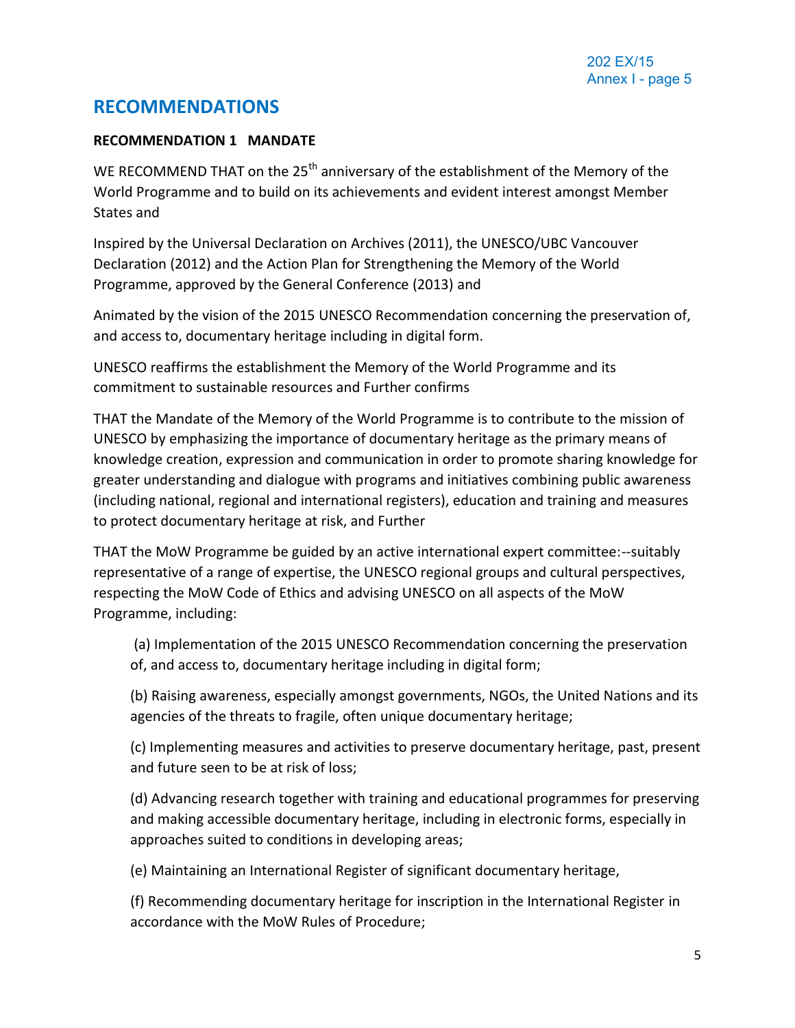## RECOMMENDATIONS

**RECOMMENDATION 1 MANDATE**

WE RECOMMEND THAT on the 25th anniversary of the establishment of the Memory of the World Programme and to build on its achievements and evident interest amongst Member States and

Inspired by the Universal Declaration on Archives (2011), the UNESCO/UBC Vancouver Declaration (2012) and the Action Plan for Strengthening the Memory of the World Programme, approved by the General Conference (2013) and

Animated by the vision of the 2015 UNESCO Recommendation concerning the preservation of, and access to, documentary heritage including in digital form.

UNESCO reaffirms the establishment the Memory of the World Programme and its commitment to sustainable resources and Further confirms

THAT the Mandate of the Memory of the World Programme is to contribute to the mission of UNESCO by emphasizing the importance of documentary heritage as the primary means of knowledge creation, expression and communication in order to promote sharing knowledge for greater understanding and dialogue with programs and initiatives combining public awareness (including national, regional and international registers), education and training and measures to protect documentary heritage at risk, and Further

THAT the MoW Programme be guided by an active international expert committee:--suitably representative of a range of expertise, the UNESCO regional groups and cultural perspectives, respecting the MoW Code of Ethics and advising UNESCO on all aspects of the MoW Programme, including:

(a) Implementation of the 2015 UNESCO Recommendation concerning the preservation of, and access to, documentary heritage including in digital form;

(b) Raising awareness, especially amongst governments, NGOs, the United Nations and its agencies of the threats to fragile, often unique documentary heritage;

(c) Implementing measures and activities to preserve documentary heritage, past, present and future seen to be at risk of loss;

(d) Advancing research together with training and educational programmes for preserving and making accessible documentary heritage, including in electronic forms, especially in approaches suited to conditions in developing areas;

(e) Maintaining an International Register of significant documentary heritage,

(f) Recommending documentary heritage for inscription in the International Register in accordance with the MoW Rules of Procedure;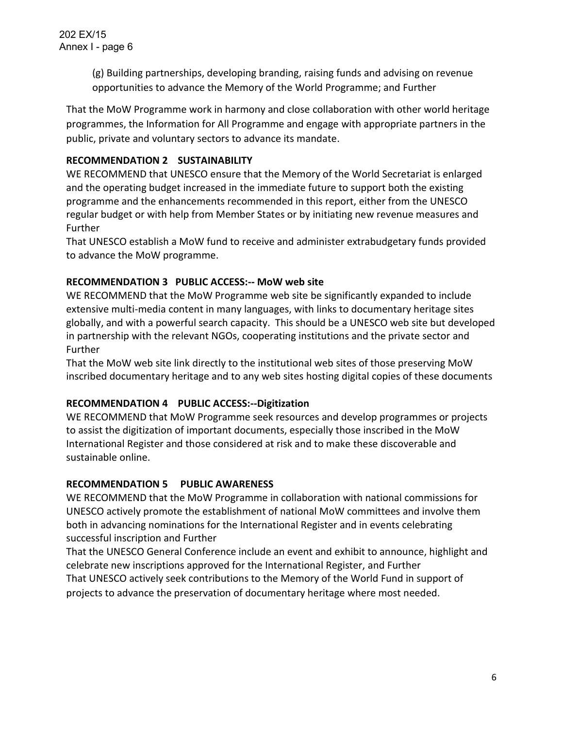(g) Building partnerships, developing branding, raising funds and advising on revenue opportunities to advance the Memory of the World Programme; and Further

That the MoW Programme work in harmony and close collaboration with other world heritage programmes, the Information for All Programme and engage with appropriate partners in the public, private and voluntary sectors to advance its mandate.

**RECOMMENDATION 2 SUSTAINABILITY**

WE RECOMMEND that UNESCO ensure that the Memory of the World Secretariat is enlarged and the operating budget increased in the immediate future to support both the existing programme and the enhancements recommended in this report, either from the UNESCO regular budget or with help from Member States or by initiating new revenue measures and Further

That UNESCO establish a MoW fund to receive and administer extrabudgetary funds provided to advance the MoW programme.

**RECOMMENDATION 3 PUBLIC ACCESS:-- MoW web site**

WE RECOMMEND that the MoW Programme web site be significantly expanded to include extensive multi-media content in many languages, with links to documentary heritage sites globally, and with a powerful search capacity. This should be a UNESCO web site but developed in partnership with the relevant NGOs, cooperating institutions and the private sector and Further

That the MoW web site link directly to the institutional web sites of those preserving MoW inscribed documentary heritage and to any web sites hosting digital copies of these documents

**RECOMMENDATION 4 PUBLIC ACCESS:--Digitization**

WE RECOMMEND that MoW Programme seek resources and develop programmes or projects to assist the digitization of important documents, especially those inscribed in the MoW International Register and those considered at risk and to make these discoverable and sustainable online.

**RECOMMENDATION 5 PUBLIC AWARENESS**

WE RECOMMEND that the MoW Programme in collaboration with national commissions for UNESCO actively promote the establishment of national MoW committees and involve them both in advancing nominations for the International Register and in events celebrating successful inscription and Further

That the UNESCO General Conference include an event and exhibit to announce, highlight and celebrate new inscriptions approved for the International Register, and Further

That UNESCO actively seek contributions to the Memory of the World Fund in support of projects to advance the preservation of documentary heritage where most needed.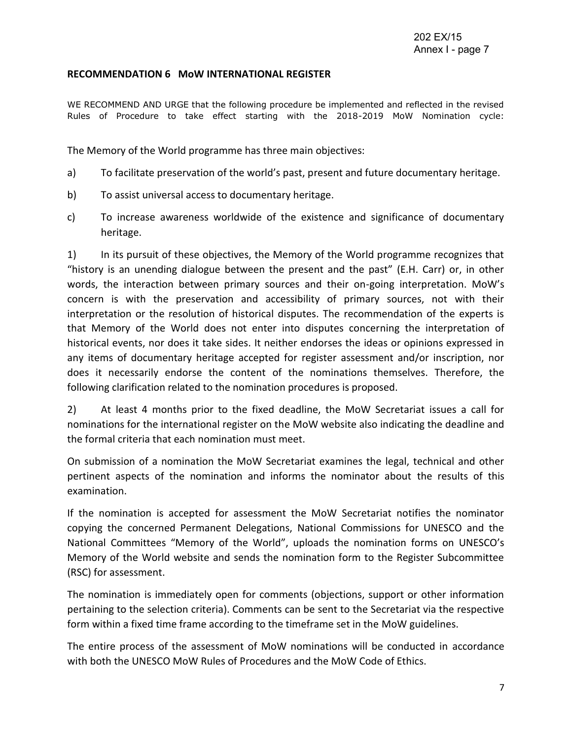**RECOMMENDATION 6 MoW INTERNATIONAL REGISTER**

WE RECOMMEND AND URGE that the following procedure be implemented and reflected in the revised Rules of Procedure to take effect starting with the 2018-2019 MoW Nomination cycle:

The Memory of the World programme has three main objectives:

a) To facilitate preservation of the world's past, present and future documentary heritage.

b) To assist universal access to documentary heritage.

c) To increase awareness worldwide of the existence and significance of documentary heritage.

1) In its pursuit of these objectives, the Memory of the World programme recognizes that "history is an unending dialogue between the present and the past" (E.H. Carr) or, in other words, the interaction between primary sources and their on-going interpretation. MoW's concern is with the preservation and accessibility of primary sources, not with their interpretation or the resolution of historical disputes. The recommendation of the experts is that Memory of the World does not enter into disputes concerning the interpretation of historical events, nor does it take sides. It neither endorses the ideas or opinions expressed in any items of documentary heritage accepted for register assessment and/or inscription, nor does it necessarily endorse the content of the nominations themselves. Therefore, the following clarification related to the nomination procedures is proposed.

2) At least 4 months prior to the fixed deadline, the MoW Secretariat issues a call for nominations for the international register on the MoW website also indicating the deadline and the formal criteria that each nomination must meet.

On submission of a nomination the MoW Secretariat examines the legal, technical and other pertinent aspects of the nomination and informs the nominator about the results of this examination.

If the nomination is accepted for assessment the MoW Secretariat notifies the nominator copying the concerned Permanent Delegations, National Commissions for UNESCO and the National Committees "Memory of the World", uploads the nomination forms on UNESCO's Memory of the World website and sends the nomination form to the Register Subcommittee (RSC) for assessment.

The nomination is immediately open for comments (objections, support or other information pertaining to the selection criteria). Comments can be sent to the Secretariat via the respective form within a fixed time frame according to the timeframe set in the MoW guidelines.

The entire process of the assessment of MoW nominations will be conducted in accordance with both the UNESCO MoW Rules of Procedures and the MoW Code of Ethics.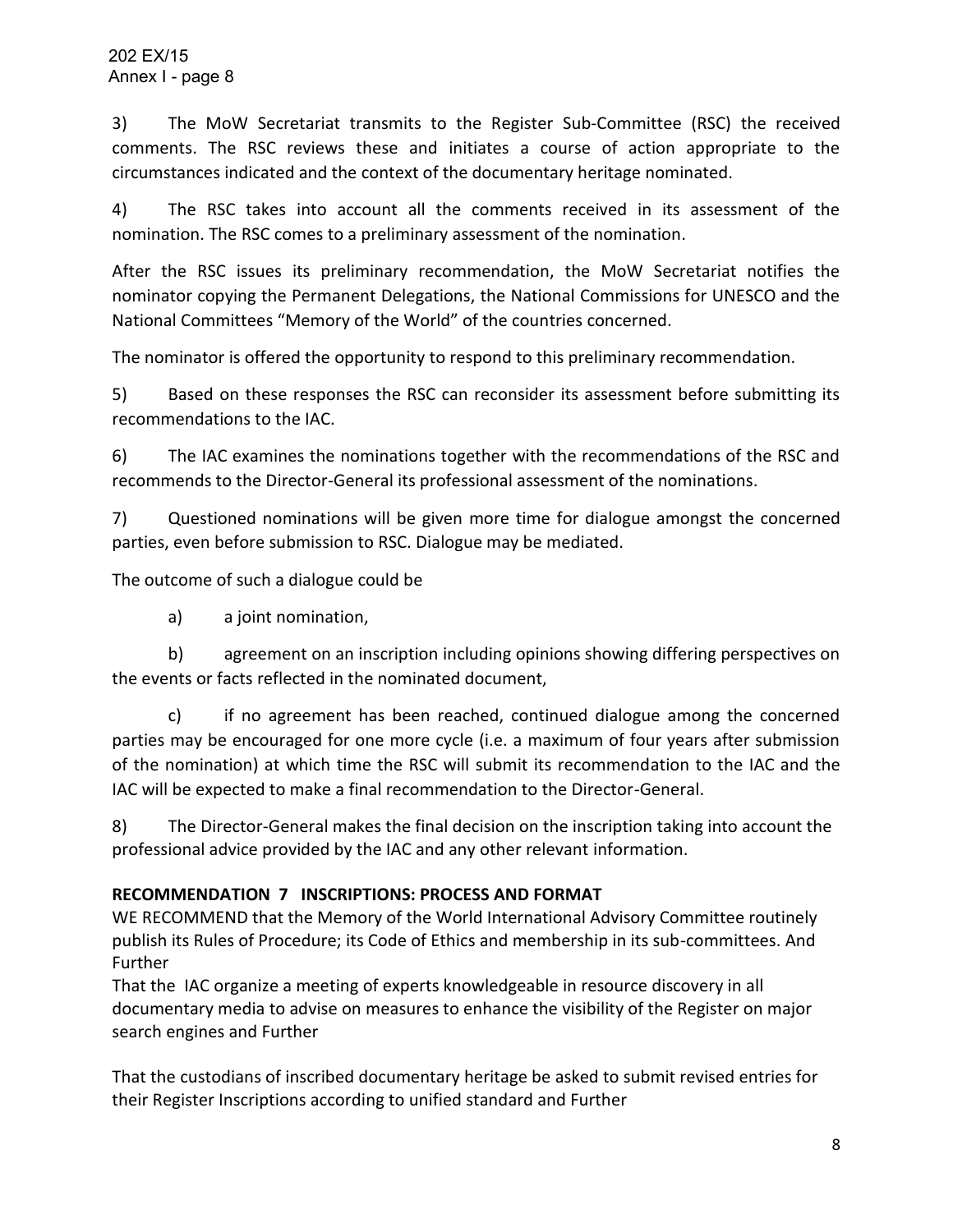3) The MoW Secretariat transmits to the Register Sub-Committee (RSC) the received comments. The RSC reviews these and initiates a course of action appropriate to the circumstances indicated and the context of the documentary heritage nominated.

4) The RSC takes into account all the comments received in its assessment of the nomination. The RSC comes to a preliminary assessment of the nomination.

After the RSC issues its preliminary recommendation, the MoW Secretariat notifies the nominator copying the Permanent Delegations, the National Commissions for UNESCO and the National Committees "Memory of the World" of the countries concerned.

The nominator is offered the opportunity to respond to this preliminary recommendation.

5) Based on these responses the RSC can reconsider its assessment before submitting its recommendations to the IAC.

6) The IAC examines the nominations together with the recommendations of the RSC and recommends to the Director-General its professional assessment of the nominations.

7) Questioned nominations will be given more time for dialogue amongst the concerned parties, even before submission to RSC. Dialogue may be mediated.

The outcome of such a dialogue could be

a) a joint nomination,

b) agreement on an inscription including opinions showing differing perspectives on the events or facts reflected in the nominated document,

c) if no agreement has been reached, continued dialogue among the concerned parties may be encouraged for one more cycle (i.e. a maximum of four years after submission of the nomination) at which time the RSC will submit its recommendation to the IAC and the IAC will be expected to make a final recommendation to the Director-General.

8) The Director-General makes the final decision on the inscription taking into account the professional advice provided by the IAC and any other relevant information.

**RECOMMENDATION 7 INSCRIPTIONS: PROCESS AND FORMAT**

WE RECOMMEND that the Memory of the World International Advisory Committee routinely publish its Rules of Procedure; its Code of Ethics and membership in its sub-committees. And Further

That the IAC organize a meeting of experts knowledgeable in resource discovery in all documentary media to advise on measures to enhance the visibility of the Register on major search engines and Further

That the custodians of inscribed documentary heritage be asked to submit revised entries for their Register Inscriptions according to unified standard and Further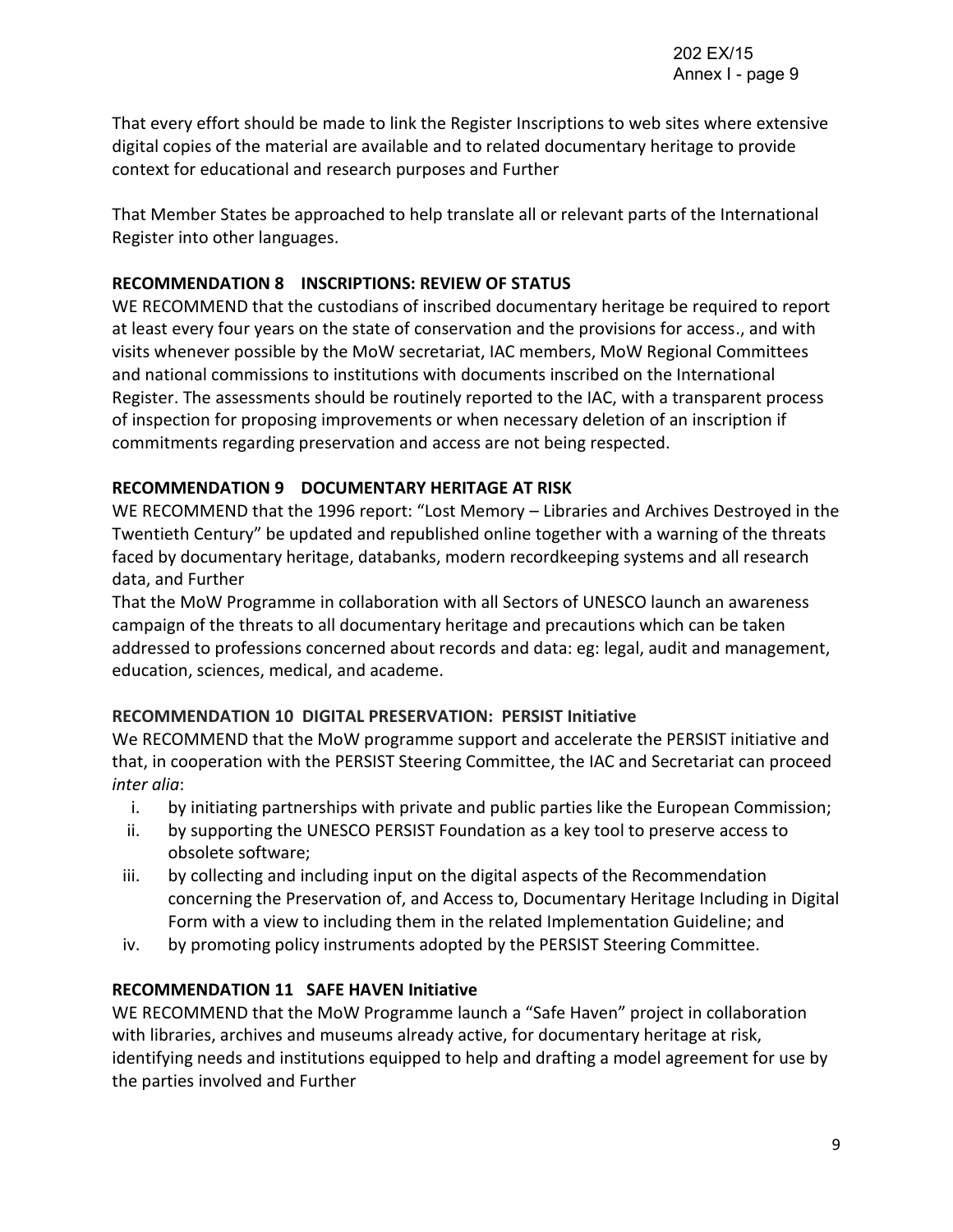That every effort should be made to link the Register Inscriptions to web sites where extensive digital copies of the material are available and to related documentary heritage to provide context for educational and research purposes and Further

That Member States be approached to help translate all or relevant parts of the International Register into other languages.

**RECOMMENDATION 8 INSCRIPTIONS: REVIEW OF STATUS**

WE RECOMMEND that the custodians of inscribed documentary heritage be required to report at least every four years on the state of conservation and the provisions for access., and with visits whenever possible by the MoW secretariat, IAC members, MoW Regional Committees and national commissions to institutions with documents inscribed on the International Register. The assessments should be routinely reported to the IAC, with a transparent process of inspection for proposing improvements or when necessary deletion of an inscription if commitments regarding preservation and access are not being respected.

**RECOMMENDATION 9 DOCUMENTARY HERITAGE AT RISK**

WE RECOMMEND that the 1996 report: "Lost Memory – Libraries and Archives Destroyed in the Twentieth Century" be updated and republished online together with a warning of the threats faced by documentary heritage, databanks, modern recordkeeping systems and all research data, and Further

That the MoW Programme in collaboration with all Sectors of UNESCO launch an awareness campaign of the threats to all documentary heritage and precautions which can be taken addressed to professions concerned about records and data: eg: legal, audit and management, education, sciences, medical, and academe.

**RECOMMENDATION 10 DIGITAL PRESERVATION: PERSIST Initiative**

We RECOMMEND that the MoW programme support and accelerate the PERSIST initiative and that, in cooperation with the PERSIST Steering Committee, the IAC and Secretariat can proceed *inter alia*:

i. by initiating partnerships with private and public parties like the European Commission;
ii. by supporting the UNESCO PERSIST Foundation as a key tool to preserve access to obsolete software;
iii. by collecting and including input on the digital aspects of the Recommendation concerning the Preservation of, and Access to, Documentary Heritage Including in Digital Form with a view to including them in the related Implementation Guideline; and
iv. by promoting policy instruments adopted by the PERSIST Steering Committee.

**RECOMMENDATION 11 SAFE HAVEN Initiative**

WE RECOMMEND that the MoW Programme launch a "Safe Haven" project in collaboration with libraries, archives and museums already active, for documentary heritage at risk, identifying needs and institutions equipped to help and drafting a model agreement for use by the parties involved and Further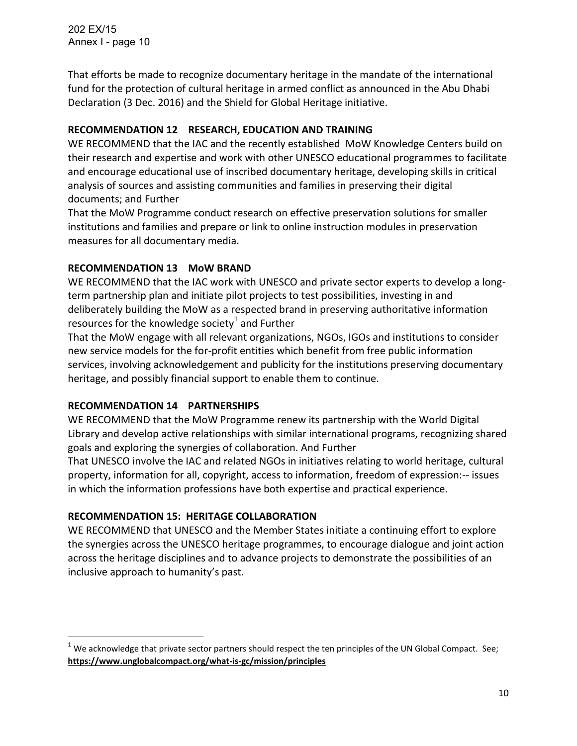That efforts be made to recognize documentary heritage in the mandate of the international fund for the protection of cultural heritage in armed conflict as announced in the Abu Dhabi Declaration (3 Dec. 2016) and the Shield for Global Heritage initiative.

**RECOMMENDATION 12 RESEARCH, EDUCATION AND TRAINING**

WE RECOMMEND that the IAC and the recently established MoW Knowledge Centers build on their research and expertise and work with other UNESCO educational programmes to facilitate and encourage educational use of inscribed documentary heritage, developing skills in critical analysis of sources and assisting communities and families in preserving their digital documents; and Further

That the MoW Programme conduct research on effective preservation solutions for smaller institutions and families and prepare or link to online instruction modules in preservation measures for all documentary media.

**RECOMMENDATION 13 MoW BRAND**

WE RECOMMEND that the IAC work with UNESCO and private sector experts to develop a long-term partnership plan and initiate pilot projects to test possibilities, investing in and deliberately building the MoW as a respected brand in preserving authoritative information resources for the knowledge society[1] and Further

That the MoW engage with all relevant organizations, NGOs, IGOs and institutions to consider new service models for the for-profit entities which benefit from free public information services, involving acknowledgement and publicity for the institutions preserving documentary heritage, and possibly financial support to enable them to continue.

**RECOMMENDATION 14 PARTNERSHIPS**

WE RECOMMEND that the MoW Programme renew its partnership with the World Digital Library and develop active relationships with similar international programs, recognizing shared goals and exploring the synergies of collaboration. And Further

That UNESCO involve the IAC and related NGOs in initiatives relating to world heritage, cultural property, information for all, copyright, access to information, freedom of expression:-- issues in which the information professions have both expertise and practical experience.

**RECOMMENDATION 15: HERITAGE COLLABORATION**

WE RECOMMEND that UNESCO and the Member States initiate a continuing effort to explore the synergies across the UNESCO heritage programmes, to encourage dialogue and joint action across the heritage disciplines and to advance projects to demonstrate the possibilities of an inclusive approach to humanity's past.

---

[1] We acknowledge that private sector partners should respect the ten principles of the UN Global Compact. See; **https://www.unglobalcompact.org/what-is-gc/mission/principles**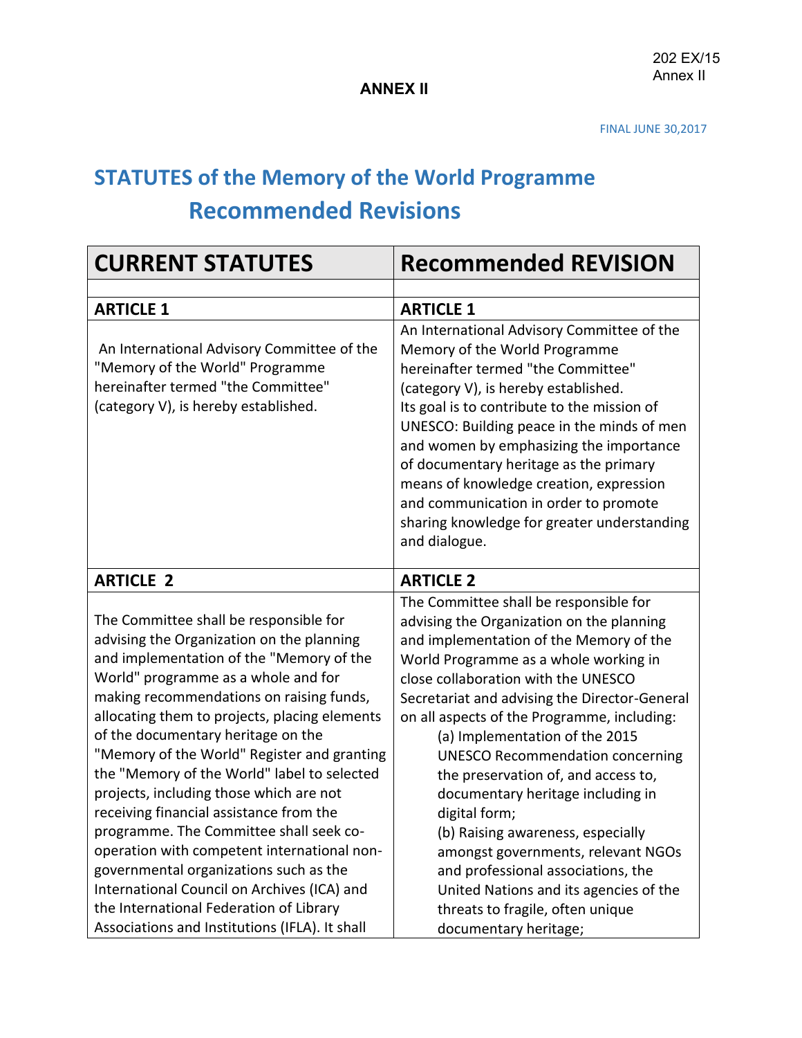ANNEX II

FINAL JUNE 30,2017

# STATUTES of the Memory of the World Programme
# Recommended Revisions

| CURRENT STATUTES | Recommended REVISION |
|---|---|
| | |
| **ARTICLE 1** | **ARTICLE 1** |
| An International Advisory Committee of the "Memory of the World" Programme hereinafter termed "the Committee" (category V), is hereby established. | An International Advisory Committee of the Memory of the World Programme hereinafter termed "the Committee" (category V), is hereby established. Its goal is to contribute to the mission of UNESCO: Building peace in the minds of men and women by emphasizing the importance of documentary heritage as the primary means of knowledge creation, expression and communication in order to promote sharing knowledge for greater understanding and dialogue. |
| **ARTICLE 2** | **ARTICLE 2** |
| The Committee shall be responsible for advising the Organization on the planning and implementation of the "Memory of the World" programme as a whole and for making recommendations on raising funds, allocating them to projects, placing elements of the documentary heritage on the "Memory of the World" Register and granting the "Memory of the World" label to selected projects, including those which are not receiving financial assistance from the programme. The Committee shall seek co-operation with competent international non-governmental organizations such as the International Council on Archives (ICA) and the International Federation of Library Associations and Institutions (IFLA). It shall | The Committee shall be responsible for advising the Organization on the planning and implementation of the Memory of the World Programme as a whole working in close collaboration with the UNESCO Secretariat and advising the Director-General on all aspects of the Programme, including:<br>(a) Implementation of the 2015 UNESCO Recommendation concerning the preservation of, and access to, documentary heritage including in digital form;<br>(b) Raising awareness, especially amongst governments, relevant NGOs and professional associations, the United Nations and its agencies of the threats to fragile, often unique documentary heritage; |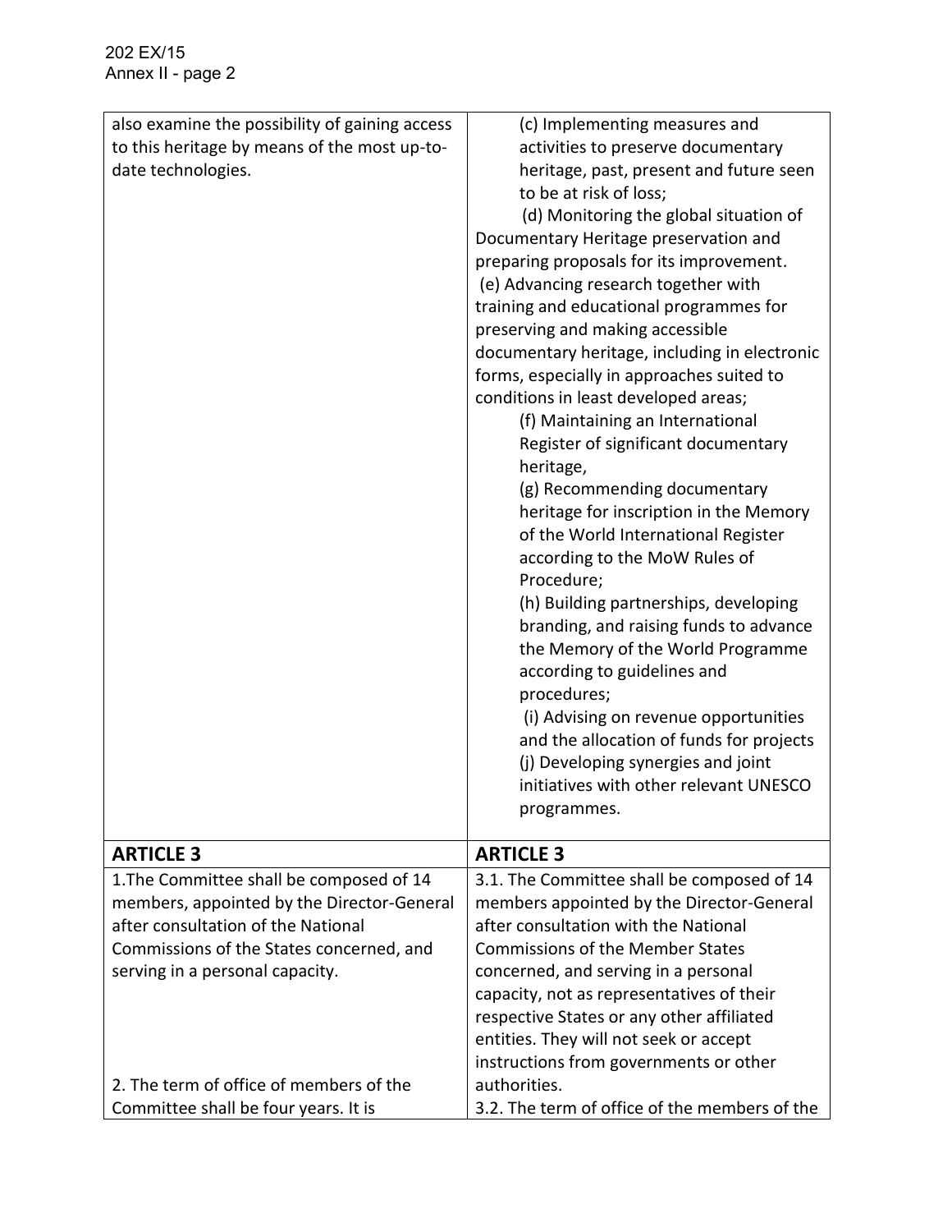| also examine the possibility of gaining access to this heritage by means of the most up-to-date technologies. | (c) Implementing measures and activities to preserve documentary heritage, past, present and future seen to be at risk of loss;<br>(d) Monitoring the global situation of Documentary Heritage preservation and preparing proposals for its improvement.<br>(e) Advancing research together with training and educational programmes for preserving and making accessible documentary heritage, including in electronic forms, especially in approaches suited to conditions in least developed areas;<br>(f) Maintaining an International Register of significant documentary heritage,<br>(g) Recommending documentary heritage for inscription in the Memory of the World International Register according to the MoW Rules of Procedure;<br>(h) Building partnerships, developing branding, and raising funds to advance the Memory of the World Programme according to guidelines and procedures;<br>(i) Advising on revenue opportunities and the allocation of funds for projects<br>(j) Developing synergies and joint initiatives with other relevant UNESCO programmes. |
|---|---|
| **ARTICLE 3** | **ARTICLE 3** |
| 1.The Committee shall be composed of 14 members, appointed by the Director-General after consultation of the National Commissions of the States concerned, and serving in a personal capacity.<br><br>2. The term of office of members of the Committee shall be four years. It is | 3.1. The Committee shall be composed of 14 members appointed by the Director-General after consultation with the National Commissions of the Member States concerned, and serving in a personal capacity, not as representatives of their respective States or any other affiliated entities. They will not seek or accept instructions from governments or other authorities.<br>3.2. The term of office of the members of the |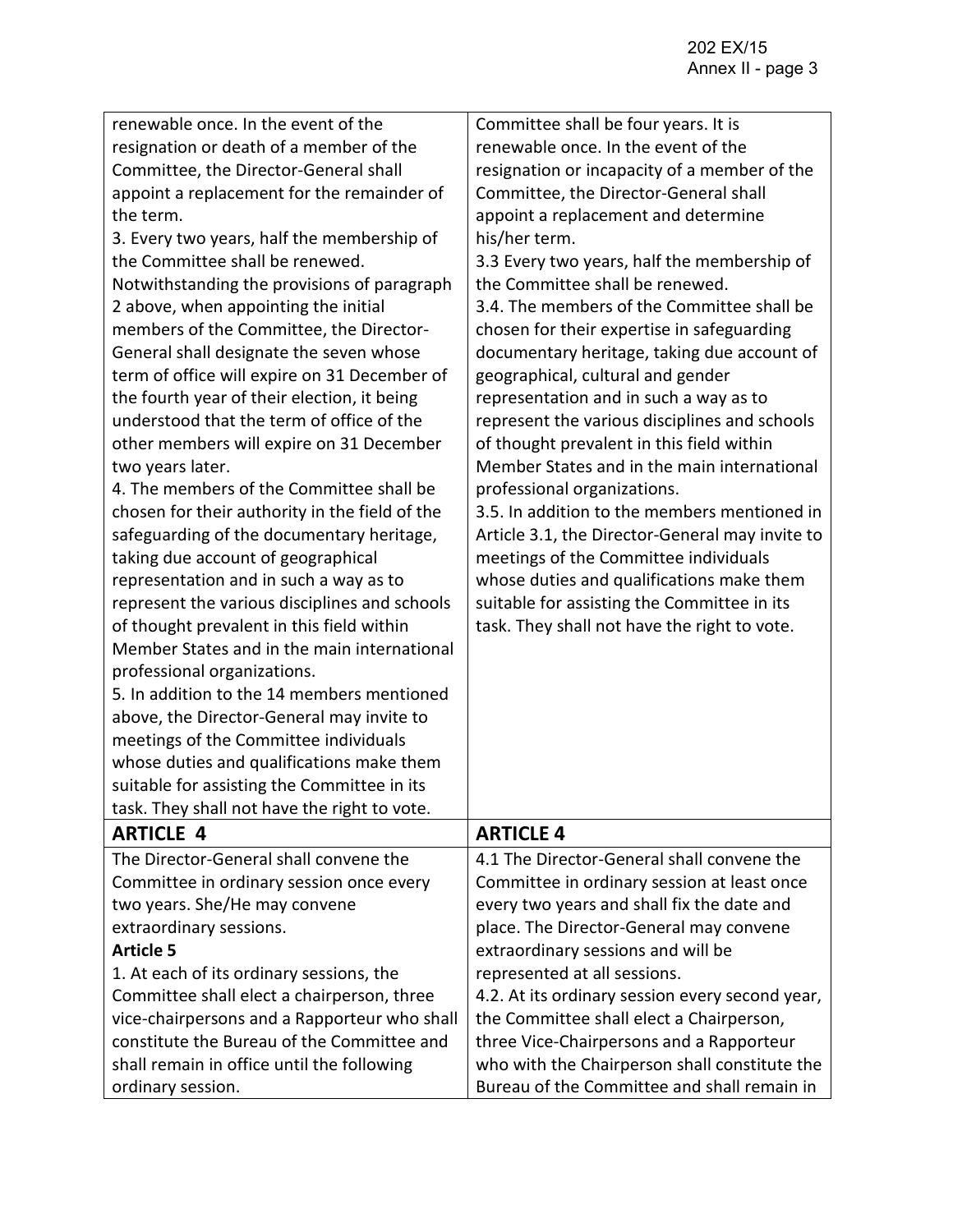| | |
|---|---|
| renewable once. In the event of the resignation or death of a member of the Committee, the Director-General shall appoint a replacement for the remainder of the term.<br>3. Every two years, half the membership of the Committee shall be renewed. Notwithstanding the provisions of paragraph 2 above, when appointing the initial members of the Committee, the Director-General shall designate the seven whose term of office will expire on 31 December of the fourth year of their election, it being understood that the term of office of the other members will expire on 31 December two years later.<br>4. The members of the Committee shall be chosen for their authority in the field of the safeguarding of the documentary heritage, taking due account of geographical representation and in such a way as to represent the various disciplines and schools of thought prevalent in this field within Member States and in the main international professional organizations.<br>5. In addition to the 14 members mentioned above, the Director-General may invite to meetings of the Committee individuals whose duties and qualifications make them suitable for assisting the Committee in its task. They shall not have the right to vote. | Committee shall be four years. It is renewable once. In the event of the resignation or incapacity of a member of the Committee, the Director-General shall appoint a replacement and determine his/her term.<br>3.3 Every two years, half the membership of the Committee shall be renewed.<br>3.4. The members of the Committee shall be chosen for their expertise in safeguarding documentary heritage, taking due account of geographical, cultural and gender representation and in such a way as to represent the various disciplines and schools of thought prevalent in this field within Member States and in the main international professional organizations.<br>3.5. In addition to the members mentioned in Article 3.1, the Director-General may invite to meetings of the Committee individuals whose duties and qualifications make them suitable for assisting the Committee in its task. They shall not have the right to vote. |
| **ARTICLE 4** | **ARTICLE 4** |
| The Director-General shall convene the Committee in ordinary session once every two years. She/He may convene extraordinary sessions.<br>**Article 5**<br>1. At each of its ordinary sessions, the Committee shall elect a chairperson, three vice-chairpersons and a Rapporteur who shall constitute the Bureau of the Committee and shall remain in office until the following ordinary session. | 4.1 The Director-General shall convene the Committee in ordinary session at least once every two years and shall fix the date and place. The Director-General may convene extraordinary sessions and will be represented at all sessions.<br>4.2. At its ordinary session every second year, the Committee shall elect a Chairperson, three Vice-Chairpersons and a Rapporteur who with the Chairperson shall constitute the Bureau of the Committee and shall remain in |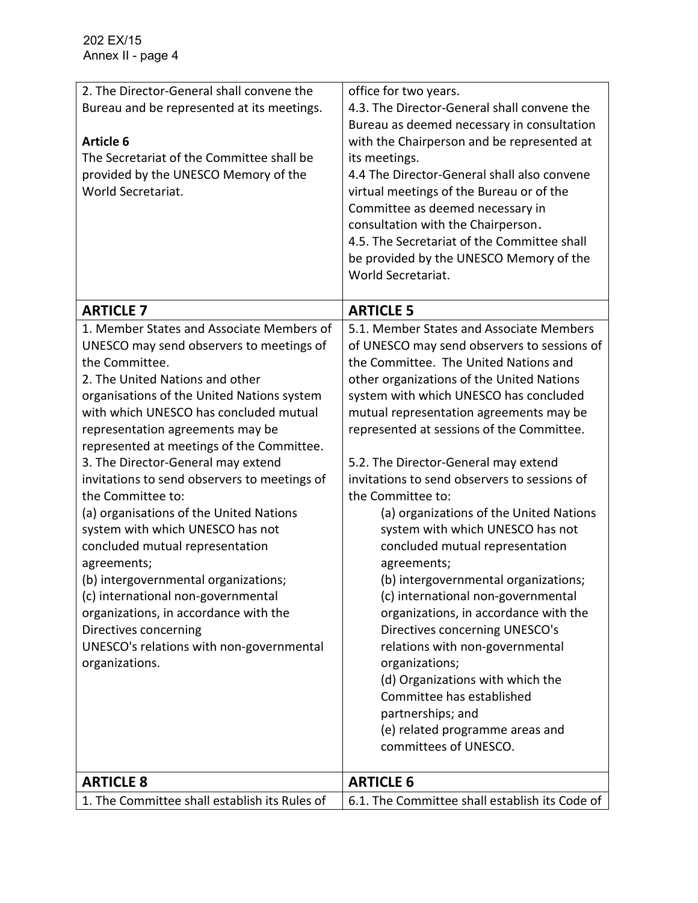| | |
|---|---|
| 2. The Director-General shall convene the Bureau and be represented at its meetings.<br><br>**Article 6**<br>The Secretariat of the Committee shall be provided by the UNESCO Memory of the World Secretariat. | office for two years.<br>4.3. The Director-General shall convene the Bureau as deemed necessary in consultation with the Chairperson and be represented at its meetings.<br>4.4 The Director-General shall also convene virtual meetings of the Bureau or of the Committee as deemed necessary in consultation with the Chairperson.<br>4.5. The Secretariat of the Committee shall be provided by the UNESCO Memory of the World Secretariat. |
| **ARTICLE 7** | **ARTICLE 5** |
| 1. Member States and Associate Members of UNESCO may send observers to meetings of the Committee.<br>2. The United Nations and other organisations of the United Nations system with which UNESCO has concluded mutual representation agreements may be represented at meetings of the Committee.<br>3. The Director-General may extend invitations to send observers to meetings of the Committee to:<br>(a) organisations of the United Nations system with which UNESCO has not concluded mutual representation agreements;<br>(b) intergovernmental organizations;<br>(c) international non-governmental organizations, in accordance with the Directives concerning UNESCO's relations with non-governmental organizations. | 5.1. Member States and Associate Members of UNESCO may send observers to sessions of the Committee. The United Nations and other organizations of the United Nations system with which UNESCO has concluded mutual representation agreements may be represented at sessions of the Committee.<br><br>5.2. The Director-General may extend invitations to send observers to sessions of the Committee to:<br>(a) organizations of the United Nations system with which UNESCO has not concluded mutual representation agreements;<br>(b) intergovernmental organizations;<br>(c) international non-governmental organizations, in accordance with the Directives concerning UNESCO's relations with non-governmental organizations;<br>(d) Organizations with which the Committee has established partnerships; and<br>(e) related programme areas and committees of UNESCO. |
| **ARTICLE 8** | **ARTICLE 6** |
| 1. The Committee shall establish its Rules of | 6.1. The Committee shall establish its Code of |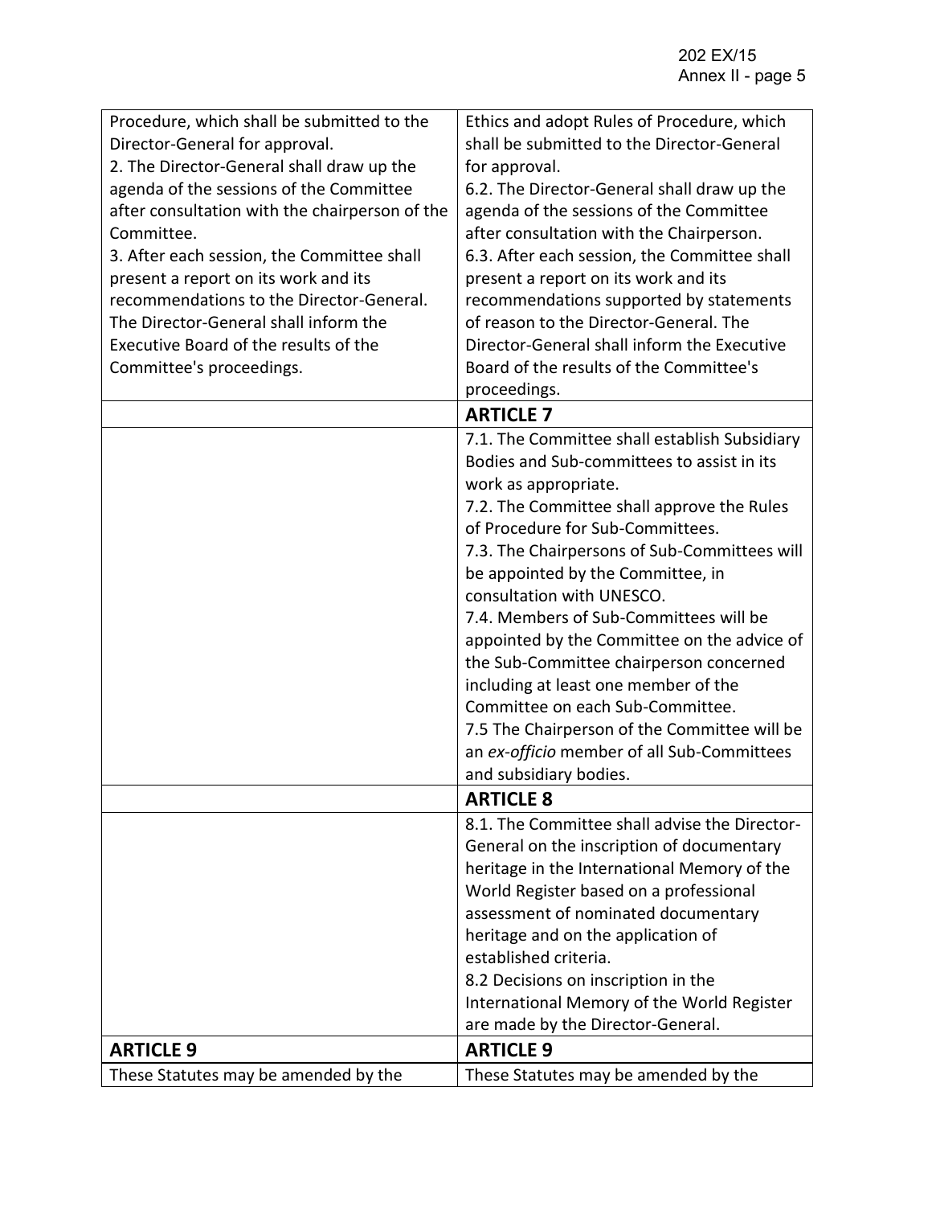| | |
|---|---|
| Procedure, which shall be submitted to the Director-General for approval.<br>2. The Director-General shall draw up the agenda of the sessions of the Committee after consultation with the chairperson of the Committee.<br>3. After each session, the Committee shall present a report on its work and its recommendations to the Director-General. The Director-General shall inform the Executive Board of the results of the Committee's proceedings. | Ethics and adopt Rules of Procedure, which shall be submitted to the Director-General for approval.<br>6.2. The Director-General shall draw up the agenda of the sessions of the Committee after consultation with the Chairperson.<br>6.3. After each session, the Committee shall present a report on its work and its recommendations supported by statements of reason to the Director-General. The Director-General shall inform the Executive Board of the results of the Committee's proceedings. |
| | **ARTICLE 7** |
| | 7.1. The Committee shall establish Subsidiary Bodies and Sub-committees to assist in its work as appropriate.<br>7.2. The Committee shall approve the Rules of Procedure for Sub-Committees.<br>7.3. The Chairpersons of Sub-Committees will be appointed by the Committee, in consultation with UNESCO.<br>7.4. Members of Sub-Committees will be appointed by the Committee on the advice of the Sub-Committee chairperson concerned including at least one member of the Committee on each Sub-Committee.<br>7.5 The Chairperson of the Committee will be an *ex-officio* member of all Sub-Committees and subsidiary bodies. |
| | **ARTICLE 8** |
| | 8.1. The Committee shall advise the Director-General on the inscription of documentary heritage in the International Memory of the World Register based on a professional assessment of nominated documentary heritage and on the application of established criteria.<br>8.2 Decisions on inscription in the International Memory of the World Register are made by the Director-General. |
| **ARTICLE 9** | **ARTICLE 9** |
| These Statutes may be amended by the | These Statutes may be amended by the |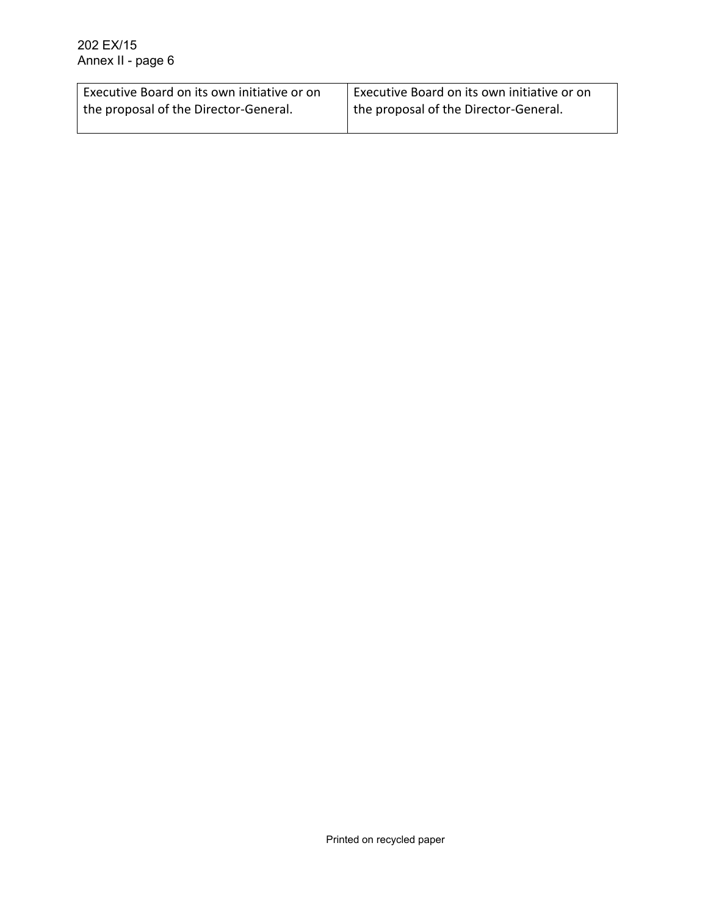| | |
|---|---|
| Executive Board on its own initiative or on the proposal of the Director-General. | Executive Board on its own initiative or on the proposal of the Director-General. |

Printed on recycled paper